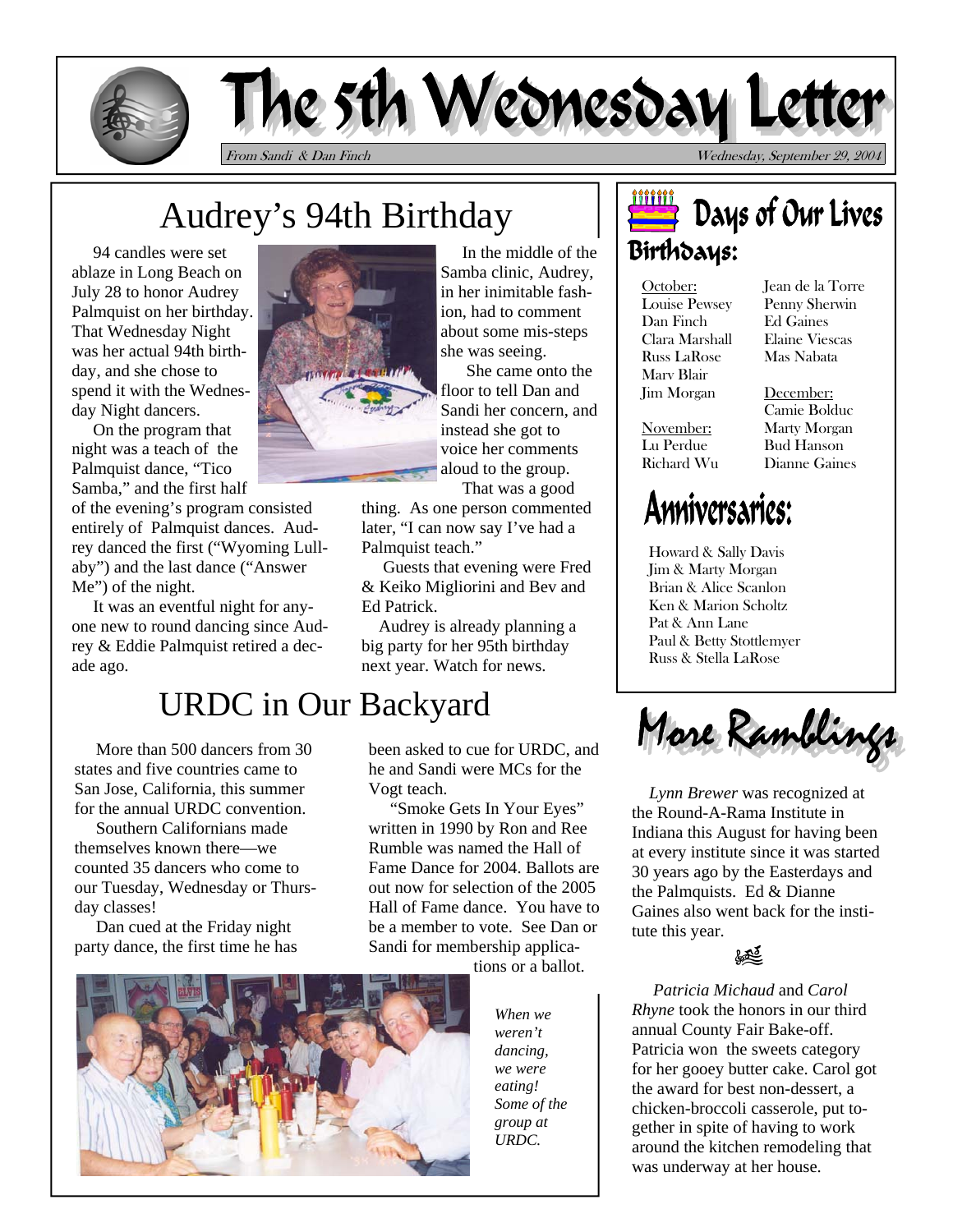# The 5th Wednesday Letter

From Sandi & Dan Finch — Wednesday, September 29, 2004

## Audrey's 94th Birthday

94 candles were set ablaze in Long Beach on July 28 to honor Audrey Palmquist on her birthday. That Wednesday Night was her actual 94th birthday, and she chose to spend it with the Wednesday Night dancers.

On the program that night was a teach of the Palmquist dance, "Tico Samba," and the first half of the evening's program consisted entirely of Palmquist dances. Audrey danced the first ("Wyoming Lullaby") and the last dance ("Answer Me") of the night.

It was an eventful night for anyone new to round dancing since Audrey & Eddie Palmquist retired a decade ago.

In the middle of the Samba clinic, Audrey, in her inimitable fashion, had to comment about some mis-steps she was seeing.

She came onto the floor to tell Dan and Sandi her concern, and instead she got to voice her comments aloud to the group.

That was a good thing. As one person commented later, "I can now say I've had a Palmquist teach."

Guests that evening were Fred & Keiko Migliorini and Bev and Ed Patrick.

Audrey is already planning a big party for her 95th birthday next year. Watch for news.

## URDC in Our Backyard

More than 500 dancers from 30 states and five countries came to San Jose, California, this summer for the annual URDC convention.

Southern Californians made themselves known there—we counted 35 dancers who come to our Tuesday, Wednesday or Thursday classes!

Dan cued at the Friday night party dance, the first time he has been asked to cue for URDC, and he and Sandi were MCs for the Vogt teach.

"Smoke Gets In Your Eyes" written in 1990 by Ron and Ree Rumble was named the Hall of Fame Dance for 2004. Ballots are out now for selection of the 2005 Hall of Fame dance. You have to be a member to vote. See Dan or Sandi for membership applications or a ballot.

*When we weren't dancing, we were eating! Some of the group at URDC.*

## Days of Our Lives

### Birthdays:

October:
Louise Pewsey
Dan Finch
Clara Marshall
Russ LaRose
Marv Blair
Jim Morgan
Jean de la Torre
Penny Sherwin
Ed Gaines
Elaine Viescas
Mas Nabata

November:
Lu Perdue
Richard Wu

December:
Camie Bolduc
Marty Morgan
Bud Hanson
Dianne Gaines

### Anniversaries:

Howard & Sally Davis
Jim & Marty Morgan
Brian & Alice Scanlon
Ken & Marion Scholtz
Pat & Ann Lane
Paul & Betty Stottlemyer
Russ & Stella LaRose

## More Ramblings

*Lynn Brewer* was recognized at the Round-A-Rama Institute in Indiana this August for having been at every institute since it was started 30 years ago by the Easterdays and the Palmquists. Ed & Dianne Gaines also went back for the institute this year.

*Patricia Michaud* and *Carol Rhyne* took the honors in our third annual County Fair Bake-off. Patricia won the sweets category for her gooey butter cake. Carol got the award for best non-dessert, a chicken-broccoli casserole, put together in spite of having to work around the kitchen remodeling that was underway at her house.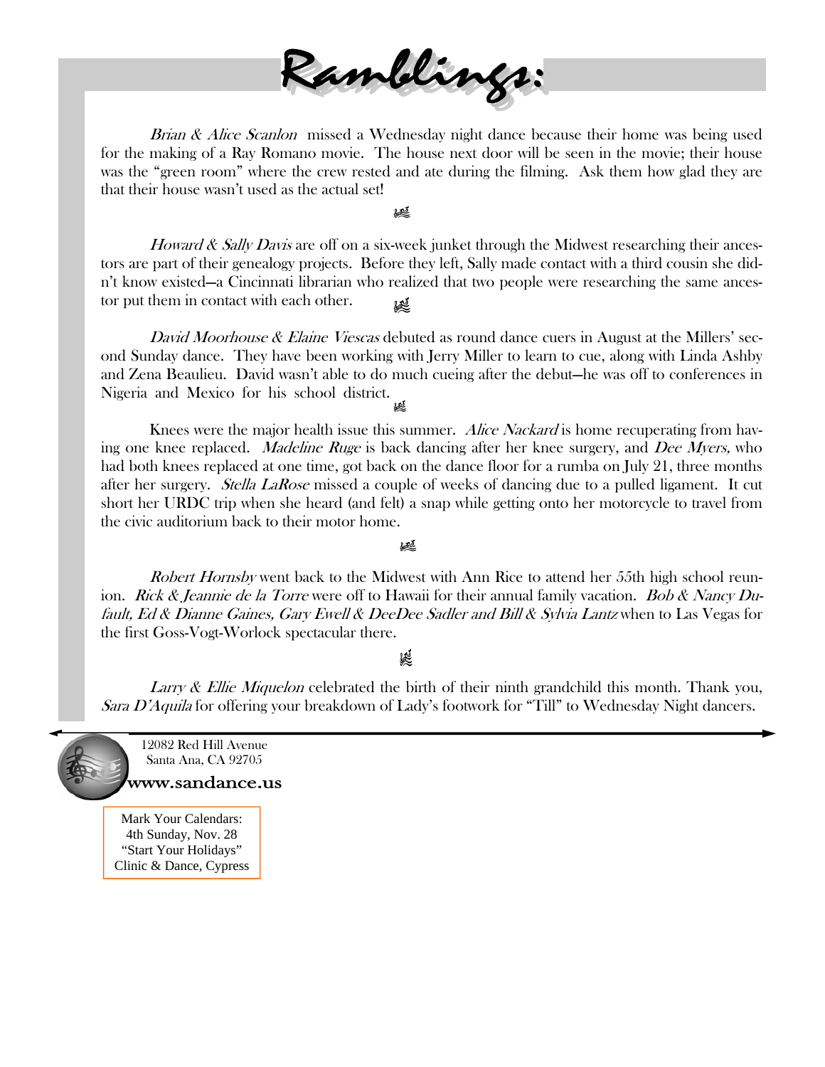# Ramblings:

*Brian & Alice Scanlon* missed a Wednesday night dance because their home was being used for the making of a Ray Romano movie. The house next door will be seen in the movie; their house was the "green room" where the crew rested and ate during the filming. Ask them how glad they are that their house wasn't used as the actual set!

*Howard & Sally Davis* are off on a six-week junket through the Midwest researching their ancestors are part of their genealogy projects. Before they left, Sally made contact with a third cousin she didn't know existed—a Cincinnati librarian who realized that two people were researching the same ancestor put them in contact with each other.

*David Moorhouse & Elaine Viescas* debuted as round dance cuers in August at the Millers' second Sunday dance. They have been working with Jerry Miller to learn to cue, along with Linda Ashby and Zena Beaulieu. David wasn't able to do much cueing after the debut—he was off to conferences in Nigeria and Mexico for his school district.

Knees were the major health issue this summer. *Alice Nackard* is home recuperating from having one knee replaced. *Madeline Ruge* is back dancing after her knee surgery, and *Dee Myers,* who had both knees replaced at one time, got back on the dance floor for a rumba on July 21, three months after her surgery. *Stella LaRose* missed a couple of weeks of dancing due to a pulled ligament. It cut short her URDC trip when she heard (and felt) a snap while getting onto her motorcycle to travel from the civic auditorium back to their motor home.

*Robert Hornsby* went back to the Midwest with Ann Rice to attend her 55th high school reunion. *Rick & Jeannie de la Torre* were off to Hawaii for their annual family vacation. *Bob & Nancy Dufault, Ed & Dianne Gaines, Gary Ewell & DeeDee Sadler and Bill & Sylvia Lantz* when to Las Vegas for the first Goss-Vogt-Worlock spectacular there.

*Larry & Ellie Miquelon* celebrated the birth of their ninth grandchild this month. Thank you, *Sara D'Aquila* for offering your breakdown of Lady's footwork for "Till" to Wednesday Night dancers.

12082 Red Hill Avenue
Santa Ana, CA 92705

**www.sandance.us**

Mark Your Calendars:
4th Sunday, Nov. 28
"Start Your Holidays"
Clinic & Dance, Cypress